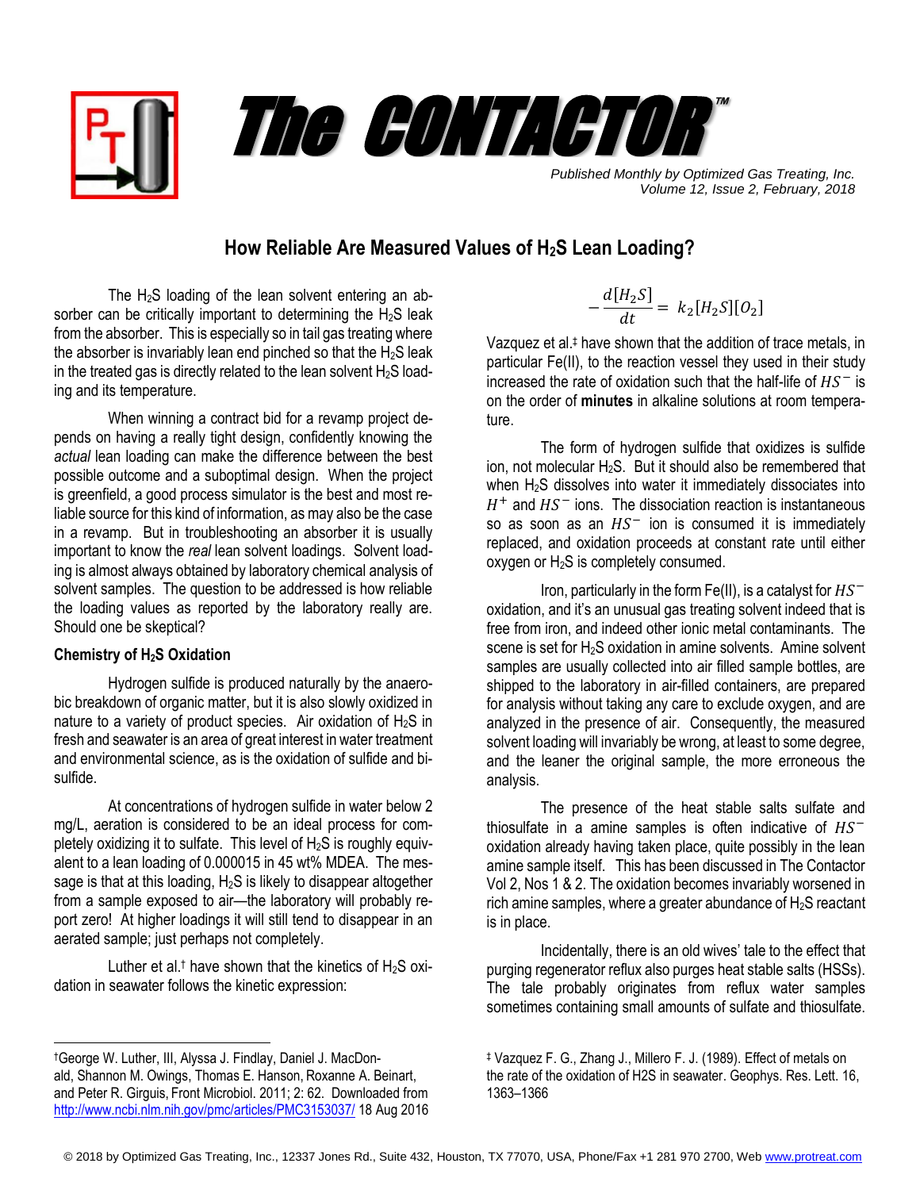# The CONTACTOR™

*Published Monthly by Optimized Gas Treating, Inc.*
*Volume 12, Issue 2, February, 2018*

## How Reliable Are Measured Values of $H_2S$ Lean Loading?

The $H_2S$ loading of the lean solvent entering an absorber can be critically important to determining the $H_2S$ leak from the absorber. This is especially so in tail gas treating where the absorber is invariably lean end pinched so that the $H_2S$ leak in the treated gas is directly related to the lean solvent $H_2S$ loading and its temperature.

When winning a contract bid for a revamp project depends on having a really tight design, confidently knowing the *actual* lean loading can make the difference between the best possible outcome and a suboptimal design. When the project is greenfield, a good process simulator is the best and most reliable source for this kind of information, as may also be the case in a revamp. But in troubleshooting an absorber it is usually important to know the *real* lean solvent loadings. Solvent loading is almost always obtained by laboratory chemical analysis of solvent samples. The question to be addressed is how reliable the loading values as reported by the laboratory really are. Should one be skeptical?

### Chemistry of $H_2S$ Oxidation

Hydrogen sulfide is produced naturally by the anaerobic breakdown of organic matter, but it is also slowly oxidized in nature to a variety of product species. Air oxidation of $H_2S$ in fresh and seawater is an area of great interest in water treatment and environmental science, as is the oxidation of sulfide and bisulfide.

At concentrations of hydrogen sulfide in water below 2 mg/L, aeration is considered to be an ideal process for completely oxidizing it to sulfate. This level of $H_2S$ is roughly equivalent to a lean loading of 0.000015 in 45 wt% MDEA. The message is that at this loading, $H_2S$ is likely to disappear altogether from a sample exposed to air—the laboratory will probably report zero! At higher loadings it will still tend to disappear in an aerated sample; just perhaps not completely.

Luther et al.† have shown that the kinetics of $H_2S$ oxidation in seawater follows the kinetic expression:

$$-\frac{d[H_2S]}{dt} = k_2[H_2S][O_2]$$

Vazquez et al.‡ have shown that the addition of trace metals, in particular Fe(II), to the reaction vessel they used in their study increased the rate of oxidation such that the half-life of $HS^-$ is on the order of **minutes** in alkaline solutions at room temperature.

The form of hydrogen sulfide that oxidizes is sulfide ion, not molecular $H_2S$. But it should also be remembered that when $H_2S$ dissolves into water it immediately dissociates into $H^+$ and $HS^-$ ions. The dissociation reaction is instantaneous so as soon as an $HS^-$ ion is consumed it is immediately replaced, and oxidation proceeds at constant rate until either oxygen or $H_2S$ is completely consumed.

Iron, particularly in the form Fe(II), is a catalyst for $HS^-$ oxidation, and it's an unusual gas treating solvent indeed that is free from iron, and indeed other ionic metal contaminants. The scene is set for $H_2S$ oxidation in amine solvents. Amine solvent samples are usually collected into air filled sample bottles, are shipped to the laboratory in air-filled containers, are prepared for analysis without taking any care to exclude oxygen, and are analyzed in the presence of air. Consequently, the measured solvent loading will invariably be wrong, at least to some degree, and the leaner the original sample, the more erroneous the analysis.

The presence of the heat stable salts sulfate and thiosulfate in a amine samples is often indicative of $HS^-$ oxidation already having taken place, quite possibly in the lean amine sample itself. This has been discussed in The Contactor Vol 2, Nos 1 & 2. The oxidation becomes invariably worsened in rich amine samples, where a greater abundance of $H_2S$ reactant is in place.

Incidentally, there is an old wives' tale to the effect that purging regenerator reflux also purges heat stable salts (HSSs). The tale probably originates from reflux water samples sometimes containing small amounts of sulfate and thiosulfate.

---

†George W. Luther, III, Alyssa J. Findlay, Daniel J. MacDonald, Shannon M. Owings, Thomas E. Hanson, Roxanne A. Beinart, and Peter R. Girguis, Front Microbiol. 2011; 2: 62. Downloaded from http://www.ncbi.nlm.nih.gov/pmc/articles/PMC3153037/ 18 Aug 2016

‡ Vazquez F. G., Zhang J., Millero F. J. (1989). Effect of metals on the rate of the oxidation of H2S in seawater. Geophys. Res. Lett. 16, 1363–1366

© 2018 by Optimized Gas Treating, Inc., 12337 Jones Rd., Suite 432, Houston, TX 77070, USA, Phone/Fax +1 281 970 2700, Web www.protreat.com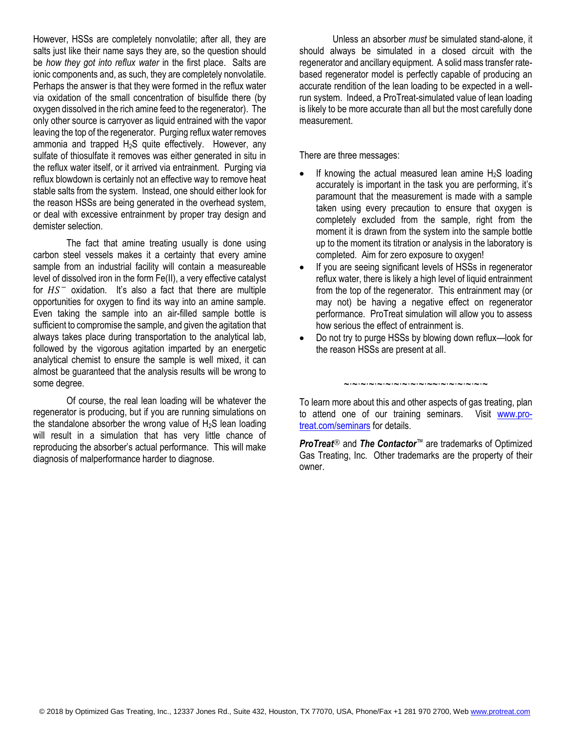However, HSSs are completely nonvolatile; after all, they are salts just like their name says they are, so the question should be *how they got into reflux water* in the first place. Salts are ionic components and, as such, they are completely nonvolatile. Perhaps the answer is that they were formed in the reflux water via oxidation of the small concentration of bisulfide there (by oxygen dissolved in the rich amine feed to the regenerator). The only other source is carryover as liquid entrained with the vapor leaving the top of the regenerator. Purging reflux water removes ammonia and trapped $H_2S$ quite effectively. However, any sulfate of thiosulfate it removes was either generated in situ in the reflux water itself, or it arrived via entrainment. Purging via reflux blowdown is certainly not an effective way to remove heat stable salts from the system. Instead, one should either look for the reason HSSs are being generated in the overhead system, or deal with excessive entrainment by proper tray design and demister selection.

The fact that amine treating usually is done using carbon steel vessels makes it a certainty that every amine sample from an industrial facility will contain a measureable level of dissolved iron in the form Fe(II), a very effective catalyst for $HS^-$ oxidation. It's also a fact that there are multiple opportunities for oxygen to find its way into an amine sample. Even taking the sample into an air-filled sample bottle is sufficient to compromise the sample, and given the agitation that always takes place during transportation to the analytical lab, followed by the vigorous agitation imparted by an energetic analytical chemist to ensure the sample is well mixed, it can almost be guaranteed that the analysis results will be wrong to some degree.

Of course, the real lean loading will be whatever the regenerator is producing, but if you are running simulations on the standalone absorber the wrong value of $H_2S$ lean loading will result in a simulation that has very little chance of reproducing the absorber's actual performance. This will make diagnosis of malperformance harder to diagnose.

Unless an absorber *must* be simulated stand-alone, it should always be simulated in a closed circuit with the regenerator and ancillary equipment. A solid mass transfer rate-based regenerator model is perfectly capable of producing an accurate rendition of the lean loading to be expected in a well-run system. Indeed, a ProTreat-simulated value of lean loading is likely to be more accurate than all but the most carefully done measurement.

There are three messages:

- If knowing the actual measured lean amine $H_2S$ loading accurately is important in the task you are performing, it's paramount that the measurement is made with a sample taken using every precaution to ensure that oxygen is completely excluded from the sample, right from the moment it is drawn from the system into the sample bottle up to the moment its titration or analysis in the laboratory is completed. Aim for zero exposure to oxygen!
- If you are seeing significant levels of HSSs in regenerator reflux water, there is likely a high level of liquid entrainment from the top of the regenerator. This entrainment may (or may not) be having a negative effect on regenerator performance. ProTreat simulation will allow you to assess how serious the effect of entrainment is.
- Do not try to purge HSSs by blowing down reflux—look for the reason HSSs are present at all.

~·~·~·~·~·~·~·~·~·~·~·~·~·~·~·~·~·~

To learn more about this and other aspects of gas treating, plan to attend one of our training seminars. Visit www.protreat.com/seminars for details.

***ProTreat***® and ***The Contactor***™ are trademarks of Optimized Gas Treating, Inc. Other trademarks are the property of their owner.

© 2018 by Optimized Gas Treating, Inc., 12337 Jones Rd., Suite 432, Houston, TX 77070, USA, Phone/Fax +1 281 970 2700, Web www.protreat.com